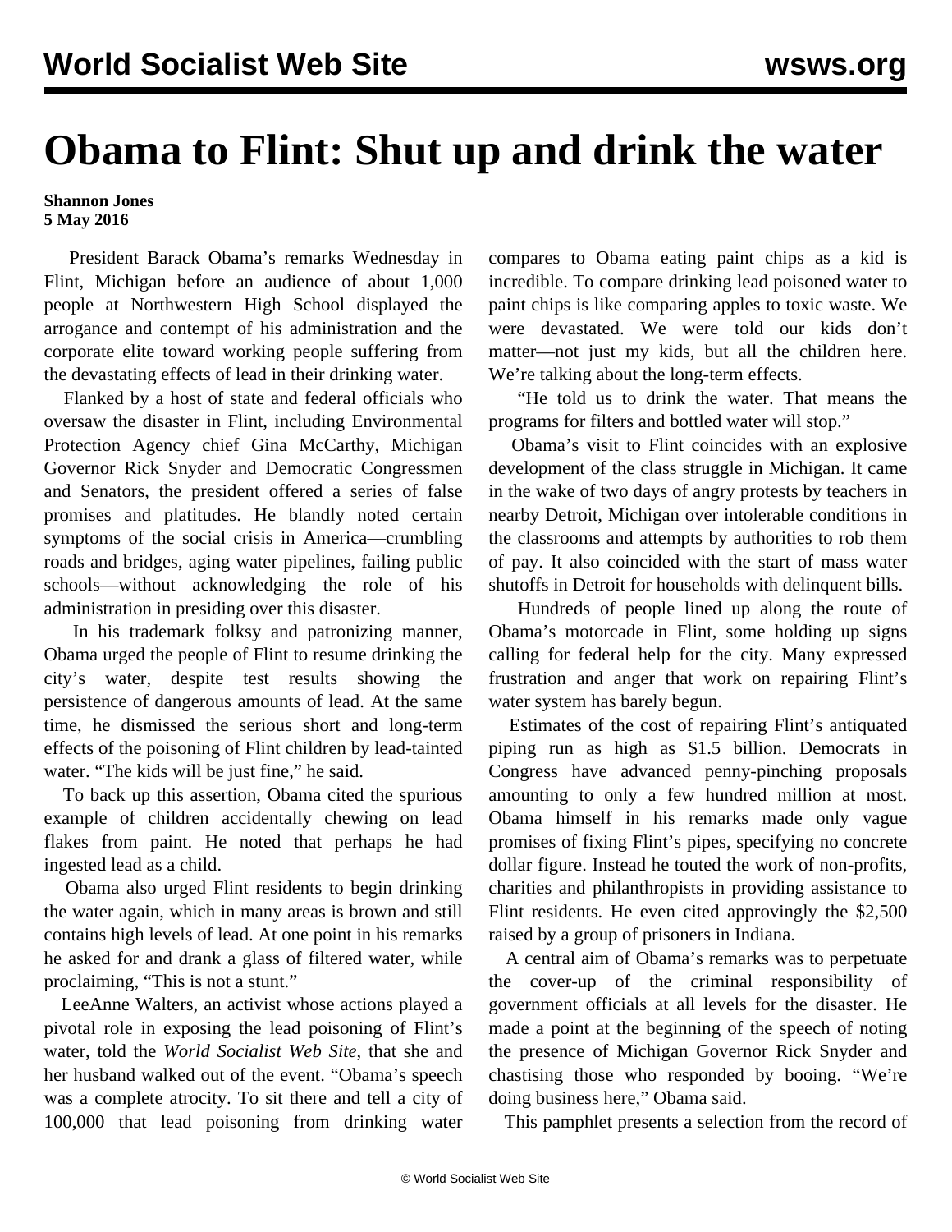# Obama to Flint: Shut up and drink the water

**Shannon Jones**
**5 May 2016**

President Barack Obama's remarks Wednesday in Flint, Michigan before an audience of about 1,000 people at Northwestern High School displayed the arrogance and contempt of his administration and the corporate elite toward working people suffering from the devastating effects of lead in their drinking water.

Flanked by a host of state and federal officials who oversaw the disaster in Flint, including Environmental Protection Agency chief Gina McCarthy, Michigan Governor Rick Snyder and Democratic Congressmen and Senators, the president offered a series of false promises and platitudes. He blandly noted certain symptoms of the social crisis in America—crumbling roads and bridges, aging water pipelines, failing public schools—without acknowledging the role of his administration in presiding over this disaster.

In his trademark folksy and patronizing manner, Obama urged the people of Flint to resume drinking the city's water, despite test results showing the persistence of dangerous amounts of lead. At the same time, he dismissed the serious short and long-term effects of the poisoning of Flint children by lead-tainted water. "The kids will be just fine," he said.

To back up this assertion, Obama cited the spurious example of children accidentally chewing on lead flakes from paint. He noted that perhaps he had ingested lead as a child.

Obama also urged Flint residents to begin drinking the water again, which in many areas is brown and still contains high levels of lead. At one point in his remarks he asked for and drank a glass of filtered water, while proclaiming, "This is not a stunt."

LeeAnne Walters, an activist whose actions played a pivotal role in exposing the lead poisoning of Flint's water, told the *World Socialist Web Site*, that she and her husband walked out of the event. "Obama's speech was a complete atrocity. To sit there and tell a city of 100,000 that lead poisoning from drinking water compares to Obama eating paint chips as a kid is incredible. To compare drinking lead poisoned water to paint chips is like comparing apples to toxic waste. We were devastated. We were told our kids don't matter—not just my kids, but all the children here. We're talking about the long-term effects.

"He told us to drink the water. That means the programs for filters and bottled water will stop."

Obama's visit to Flint coincides with an explosive development of the class struggle in Michigan. It came in the wake of two days of angry protests by teachers in nearby Detroit, Michigan over intolerable conditions in the classrooms and attempts by authorities to rob them of pay. It also coincided with the start of mass water shutoffs in Detroit for households with delinquent bills.

Hundreds of people lined up along the route of Obama's motorcade in Flint, some holding up signs calling for federal help for the city. Many expressed frustration and anger that work on repairing Flint's water system has barely begun.

Estimates of the cost of repairing Flint's antiquated piping run as high as $1.5 billion. Democrats in Congress have advanced penny-pinching proposals amounting to only a few hundred million at most. Obama himself in his remarks made only vague promises of fixing Flint's pipes, specifying no concrete dollar figure. Instead he touted the work of non-profits, charities and philanthropists in providing assistance to Flint residents. He even cited approvingly the $2,500 raised by a group of prisoners in Indiana.

A central aim of Obama's remarks was to perpetuate the cover-up of the criminal responsibility of government officials at all levels for the disaster. He made a point at the beginning of the speech of noting the presence of Michigan Governor Rick Snyder and chastising those who responded by booing. "We're doing business here," Obama said.

This pamphlet presents a selection from the record of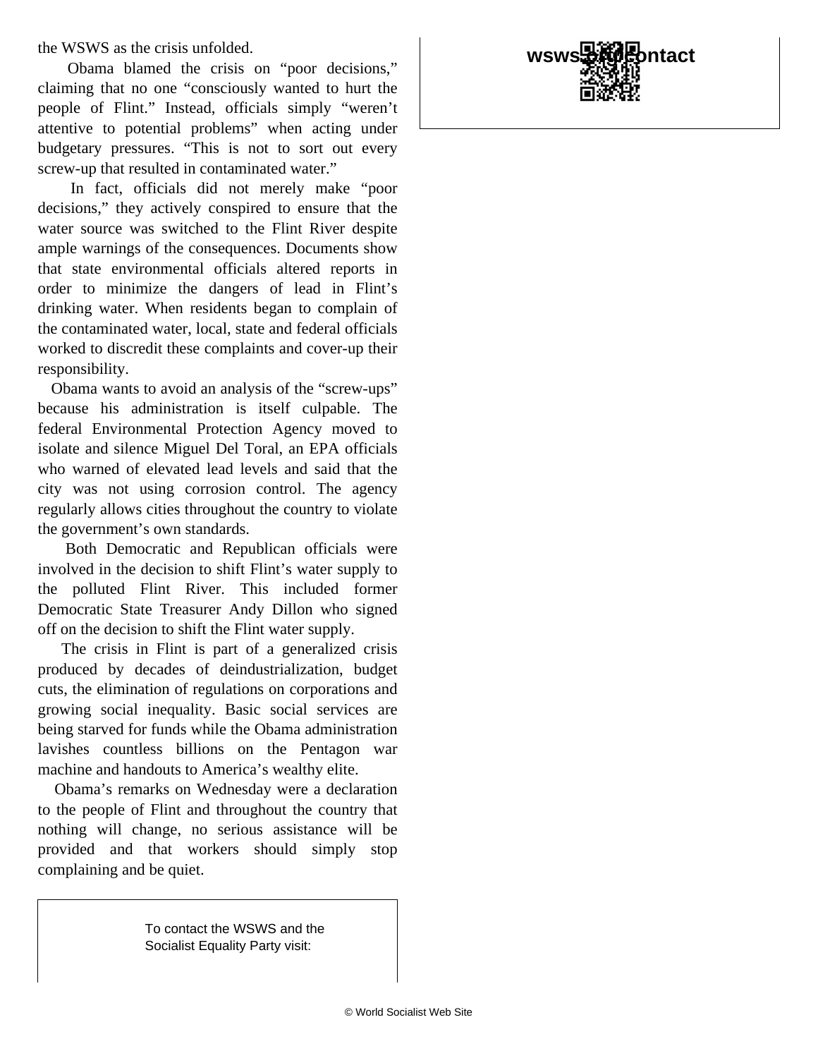the WSWS as the crisis unfolded.

Obama blamed the crisis on "poor decisions," claiming that no one "consciously wanted to hurt the people of Flint." Instead, officials simply "weren't attentive to potential problems" when acting under budgetary pressures. "This is not to sort out every screw-up that resulted in contaminated water."

In fact, officials did not merely make "poor decisions," they actively conspired to ensure that the water source was switched to the Flint River despite ample warnings of the consequences. Documents show that state environmental officials altered reports in order to minimize the dangers of lead in Flint's drinking water. When residents began to complain of the contaminated water, local, state and federal officials worked to discredit these complaints and cover-up their responsibility.

Obama wants to avoid an analysis of the "screw-ups" because his administration is itself culpable. The federal Environmental Protection Agency moved to isolate and silence Miguel Del Toral, an EPA officials who warned of elevated lead levels and said that the city was not using corrosion control. The agency regularly allows cities throughout the country to violate the government's own standards.

Both Democratic and Republican officials were involved in the decision to shift Flint's water supply to the polluted Flint River. This included former Democratic State Treasurer Andy Dillon who signed off on the decision to shift the Flint water supply.

The crisis in Flint is part of a generalized crisis produced by decades of deindustrialization, budget cuts, the elimination of regulations on corporations and growing social inequality. Basic social services are being starved for funds while the Obama administration lavishes countless billions on the Pentagon war machine and handouts to America's wealthy elite.

Obama's remarks on Wednesday were a declaration to the people of Flint and throughout the country that nothing will change, no serious assistance will be provided and that workers should simply stop complaining and be quiet.

To contact the WSWS and the Socialist Equality Party visit:

**wsws.org/contact**